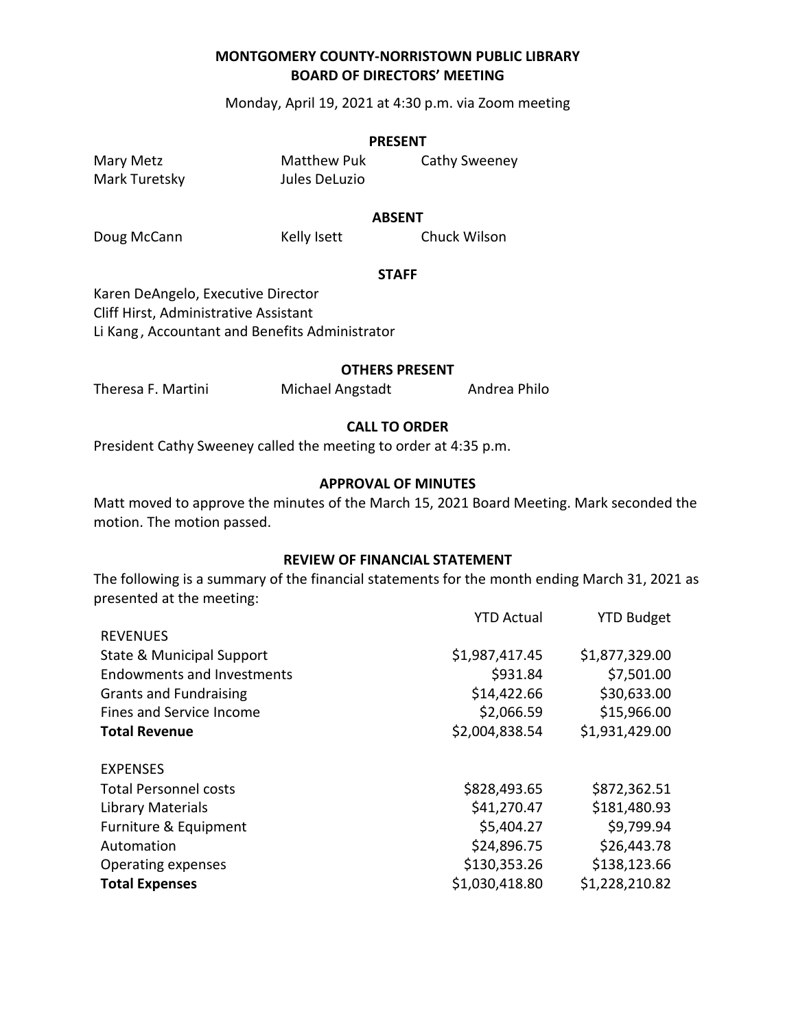# MONTGOMERY COUNTY-NORRISTOWN PUBLIC LIBRARY
## BOARD OF DIRECTORS' MEETING

Monday, April 19, 2021 at 4:30 p.m. via Zoom meeting

### PRESENT

Mary Metz
Matthew Puk
Cathy Sweeney
Mark Turetsky
Jules DeLuzio

### ABSENT

Doug McCann
Kelly Isett
Chuck Wilson

### STAFF

Karen DeAngelo, Executive Director
Cliff Hirst, Administrative Assistant
Li Kang, Accountant and Benefits Administrator

### OTHERS PRESENT

Theresa F. Martini
Michael Angstadt
Andrea Philo

### CALL TO ORDER

President Cathy Sweeney called the meeting to order at 4:35 p.m.

### APPROVAL OF MINUTES

Matt moved to approve the minutes of the March 15, 2021 Board Meeting. Mark seconded the motion. The motion passed.

### REVIEW OF FINANCIAL STATEMENT

The following is a summary of the financial statements for the month ending March 31, 2021 as presented at the meeting:

| | YTD Actual | YTD Budget |
|---|---|---|
| REVENUES | | |
| State & Municipal Support | $1,987,417.45 | $1,877,329.00 |
| Endowments and Investments | $931.84 | $7,501.00 |
| Grants and Fundraising | $14,422.66 | $30,633.00 |
| Fines and Service Income | $2,066.59 | $15,966.00 |
| **Total Revenue** | $2,004,838.54 | $1,931,429.00 |
| | | |
| EXPENSES | | |
| Total Personnel costs | $828,493.65 | $872,362.51 |
| Library Materials | $41,270.47 | $181,480.93 |
| Furniture & Equipment | $5,404.27 | $9,799.94 |
| Automation | $24,896.75 | $26,443.78 |
| Operating expenses | $130,353.26 | $138,123.66 |
| **Total Expenses** | $1,030,418.80 | $1,228,210.82 |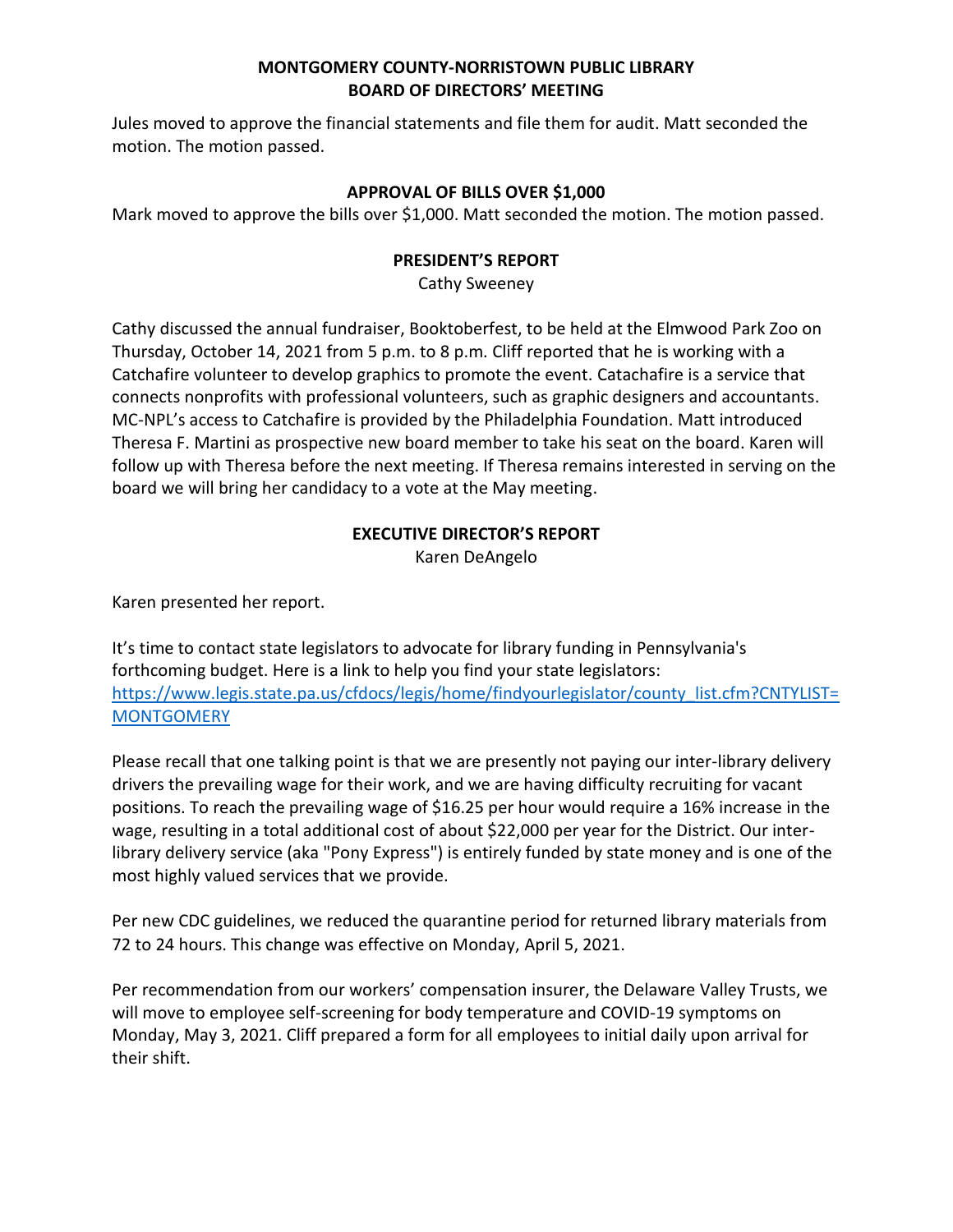**MONTGOMERY COUNTY-NORRISTOWN PUBLIC LIBRARY**
**BOARD OF DIRECTORS' MEETING**

Jules moved to approve the financial statements and file them for audit. Matt seconded the motion. The motion passed.

## APPROVAL OF BILLS OVER $1,000

Mark moved to approve the bills over $1,000. Matt seconded the motion. The motion passed.

## PRESIDENT'S REPORT

Cathy Sweeney

Cathy discussed the annual fundraiser, Booktoberfest, to be held at the Elmwood Park Zoo on Thursday, October 14, 2021 from 5 p.m. to 8 p.m. Cliff reported that he is working with a Catchafire volunteer to develop graphics to promote the event. Catachafire is a service that connects nonprofits with professional volunteers, such as graphic designers and accountants. MC-NPL's access to Catchafire is provided by the Philadelphia Foundation. Matt introduced Theresa F. Martini as prospective new board member to take his seat on the board. Karen will follow up with Theresa before the next meeting. If Theresa remains interested in serving on the board we will bring her candidacy to a vote at the May meeting.

## EXECUTIVE DIRECTOR'S REPORT

Karen DeAngelo

Karen presented her report.

It's time to contact state legislators to advocate for library funding in Pennsylvania's forthcoming budget. Here is a link to help you find your state legislators: https://www.legis.state.pa.us/cfdocs/legis/home/findyourlegislator/county_list.cfm?CNTYLIST=MONTGOMERY

Please recall that one talking point is that we are presently not paying our inter-library delivery drivers the prevailing wage for their work, and we are having difficulty recruiting for vacant positions. To reach the prevailing wage of $16.25 per hour would require a 16% increase in the wage, resulting in a total additional cost of about $22,000 per year for the District. Our inter-library delivery service (aka "Pony Express") is entirely funded by state money and is one of the most highly valued services that we provide.

Per new CDC guidelines, we reduced the quarantine period for returned library materials from 72 to 24 hours. This change was effective on Monday, April 5, 2021.

Per recommendation from our workers' compensation insurer, the Delaware Valley Trusts, we will move to employee self-screening for body temperature and COVID-19 symptoms on Monday, May 3, 2021. Cliff prepared a form for all employees to initial daily upon arrival for their shift.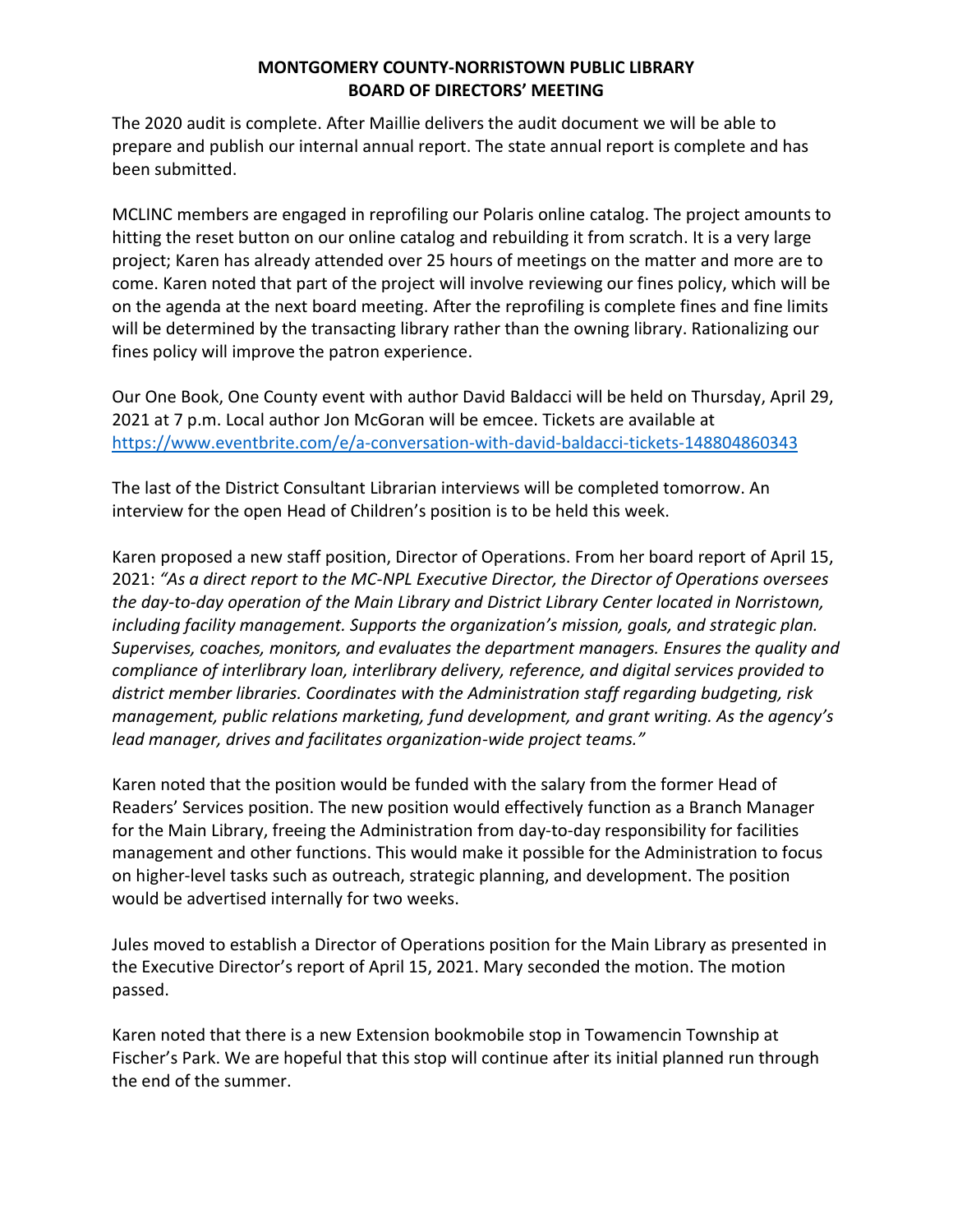**MONTGOMERY COUNTY-NORRISTOWN PUBLIC LIBRARY**
**BOARD OF DIRECTORS' MEETING**

The 2020 audit is complete. After Maillie delivers the audit document we will be able to prepare and publish our internal annual report. The state annual report is complete and has been submitted.

MCLINC members are engaged in reprofiling our Polaris online catalog. The project amounts to hitting the reset button on our online catalog and rebuilding it from scratch. It is a very large project; Karen has already attended over 25 hours of meetings on the matter and more are to come. Karen noted that part of the project will involve reviewing our fines policy, which will be on the agenda at the next board meeting. After the reprofiling is complete fines and fine limits will be determined by the transacting library rather than the owning library. Rationalizing our fines policy will improve the patron experience.

Our One Book, One County event with author David Baldacci will be held on Thursday, April 29, 2021 at 7 p.m. Local author Jon McGoran will be emcee. Tickets are available at https://www.eventbrite.com/e/a-conversation-with-david-baldacci-tickets-148804860343

The last of the District Consultant Librarian interviews will be completed tomorrow. An interview for the open Head of Children's position is to be held this week.

Karen proposed a new staff position, Director of Operations. From her board report of April 15, 2021: *"As a direct report to the MC-NPL Executive Director, the Director of Operations oversees the day-to-day operation of the Main Library and District Library Center located in Norristown, including facility management. Supports the organization's mission, goals, and strategic plan. Supervises, coaches, monitors, and evaluates the department managers. Ensures the quality and compliance of interlibrary loan, interlibrary delivery, reference, and digital services provided to district member libraries. Coordinates with the Administration staff regarding budgeting, risk management, public relations marketing, fund development, and grant writing. As the agency's lead manager, drives and facilitates organization-wide project teams."*

Karen noted that the position would be funded with the salary from the former Head of Readers' Services position. The new position would effectively function as a Branch Manager for the Main Library, freeing the Administration from day-to-day responsibility for facilities management and other functions. This would make it possible for the Administration to focus on higher-level tasks such as outreach, strategic planning, and development. The position would be advertised internally for two weeks.

Jules moved to establish a Director of Operations position for the Main Library as presented in the Executive Director's report of April 15, 2021. Mary seconded the motion. The motion passed.

Karen noted that there is a new Extension bookmobile stop in Towamencin Township at Fischer's Park. We are hopeful that this stop will continue after its initial planned run through the end of the summer.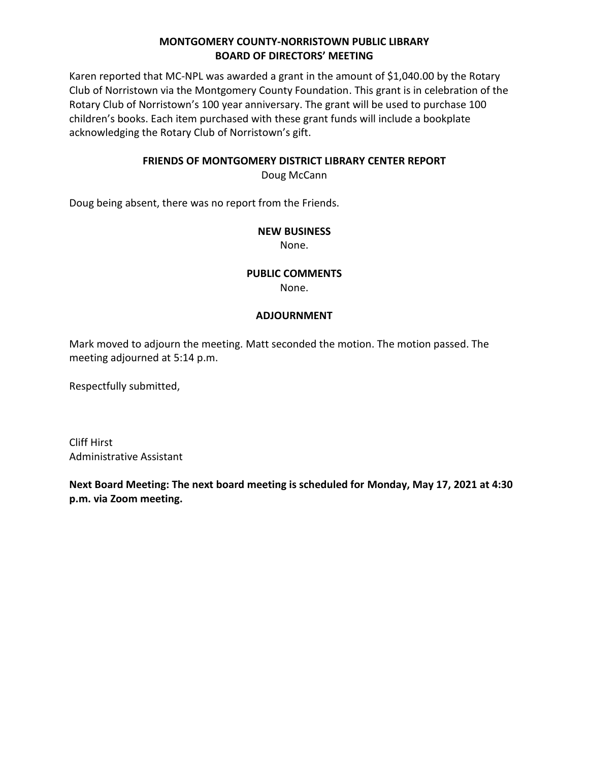**MONTGOMERY COUNTY-NORRISTOWN PUBLIC LIBRARY**
**BOARD OF DIRECTORS' MEETING**

Karen reported that MC-NPL was awarded a grant in the amount of $1,040.00 by the Rotary Club of Norristown via the Montgomery County Foundation. This grant is in celebration of the Rotary Club of Norristown's 100 year anniversary. The grant will be used to purchase 100 children's books. Each item purchased with these grant funds will include a bookplate acknowledging the Rotary Club of Norristown's gift.

## FRIENDS OF MONTGOMERY DISTRICT LIBRARY CENTER REPORT

Doug McCann

Doug being absent, there was no report from the Friends.

## NEW BUSINESS

None.

## PUBLIC COMMENTS

None.

## ADJOURNMENT

Mark moved to adjourn the meeting. Matt seconded the motion. The motion passed. The meeting adjourned at 5:14 p.m.

Respectfully submitted,

Cliff Hirst
Administrative Assistant

**Next Board Meeting: The next board meeting is scheduled for Monday, May 17, 2021 at 4:30 p.m. via Zoom meeting.**